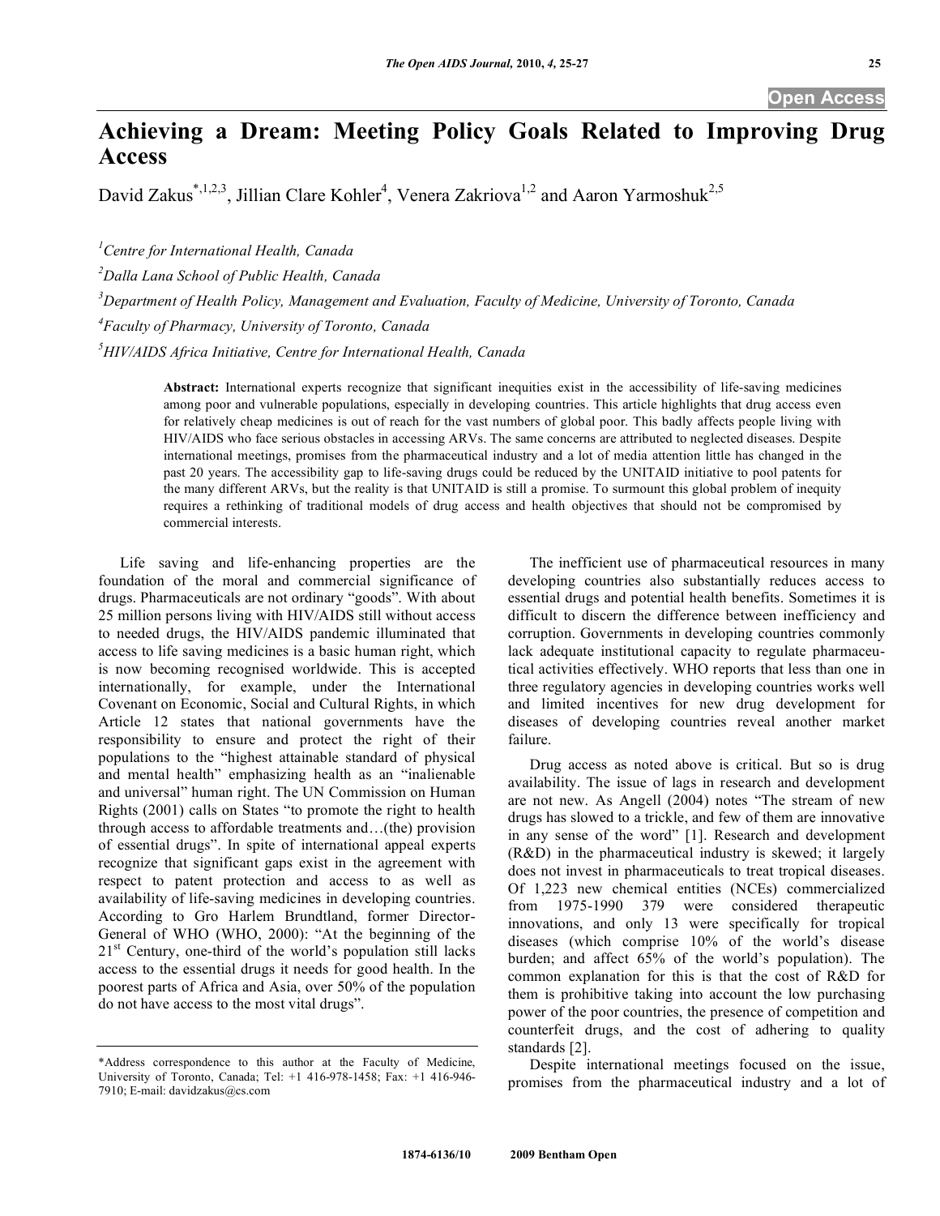# Achieving a Dream: Meeting Policy Goals Related to Improving Drug Access

David Zakus[*,1,2,3], Jillian Clare Kohler[4], Venera Zakriova[1,2] and Aaron Yarmoshuk[2,5]

[1]*Centre for International Health, Canada*

[2]*Dalla Lana School of Public Health, Canada*

[3]*Department of Health Policy, Management and Evaluation, Faculty of Medicine, University of Toronto, Canada*

[4]*Faculty of Pharmacy, University of Toronto, Canada*

[5]*HIV/AIDS Africa Initiative, Centre for International Health, Canada*

**Abstract:** International experts recognize that significant inequities exist in the accessibility of life-saving medicines among poor and vulnerable populations, especially in developing countries. This article highlights that drug access even for relatively cheap medicines is out of reach for the vast numbers of global poor. This badly affects people living with HIV/AIDS who face serious obstacles in accessing ARVs. The same concerns are attributed to neglected diseases. Despite international meetings, promises from the pharmaceutical industry and a lot of media attention little has changed in the past 20 years. The accessibility gap to life-saving drugs could be reduced by the UNITAID initiative to pool patents for the many different ARVs, but the reality is that UNITAID is still a promise. To surmount this global problem of inequity requires a rethinking of traditional models of drug access and health objectives that should not be compromised by commercial interests.

Life saving and life-enhancing properties are the foundation of the moral and commercial significance of drugs. Pharmaceuticals are not ordinary "goods". With about 25 million persons living with HIV/AIDS still without access to needed drugs, the HIV/AIDS pandemic illuminated that access to life saving medicines is a basic human right, which is now becoming recognised worldwide. This is accepted internationally, for example, under the International Covenant on Economic, Social and Cultural Rights, in which Article 12 states that national governments have the responsibility to ensure and protect the right of their populations to the "highest attainable standard of physical and mental health" emphasizing health as an "inalienable and universal" human right. The UN Commission on Human Rights (2001) calls on States "to promote the right to health through access to affordable treatments and…(the) provision of essential drugs". In spite of international appeal experts recognize that significant gaps exist in the agreement with respect to patent protection and access to as well as availability of life-saving medicines in developing countries. According to Gro Harlem Brundtland, former Director-General of WHO (WHO, 2000): "At the beginning of the 21st Century, one-third of the world's population still lacks access to the essential drugs it needs for good health. In the poorest parts of Africa and Asia, over 50% of the population do not have access to the most vital drugs".

The inefficient use of pharmaceutical resources in many developing countries also substantially reduces access to essential drugs and potential health benefits. Sometimes it is difficult to discern the difference between inefficiency and corruption. Governments in developing countries commonly lack adequate institutional capacity to regulate pharmaceutical activities effectively. WHO reports that less than one in three regulatory agencies in developing countries works well and limited incentives for new drug development for diseases of developing countries reveal another market failure.

Drug access as noted above is critical. But so is drug availability. The issue of lags in research and development are not new. As Angell (2004) notes "The stream of new drugs has slowed to a trickle, and few of them are innovative in any sense of the word" [1]. Research and development (R&D) in the pharmaceutical industry is skewed; it largely does not invest in pharmaceuticals to treat tropical diseases. Of 1,223 new chemical entities (NCEs) commercialized from 1975-1990 379 were considered therapeutic innovations, and only 13 were specifically for tropical diseases (which comprise 10% of the world's disease burden; and affect 65% of the world's population). The common explanation for this is that the cost of R&D for them is prohibitive taking into account the low purchasing power of the poor countries, the presence of competition and counterfeit drugs, and the cost of adhering to quality standards [2].

Despite international meetings focused on the issue, promises from the pharmaceutical industry and a lot of

*Address correspondence to this author at the Faculty of Medicine, University of Toronto, Canada; Tel: +1 416-978-1458; Fax: +1 416-946-7910; E-mail: davidzakus@cs.com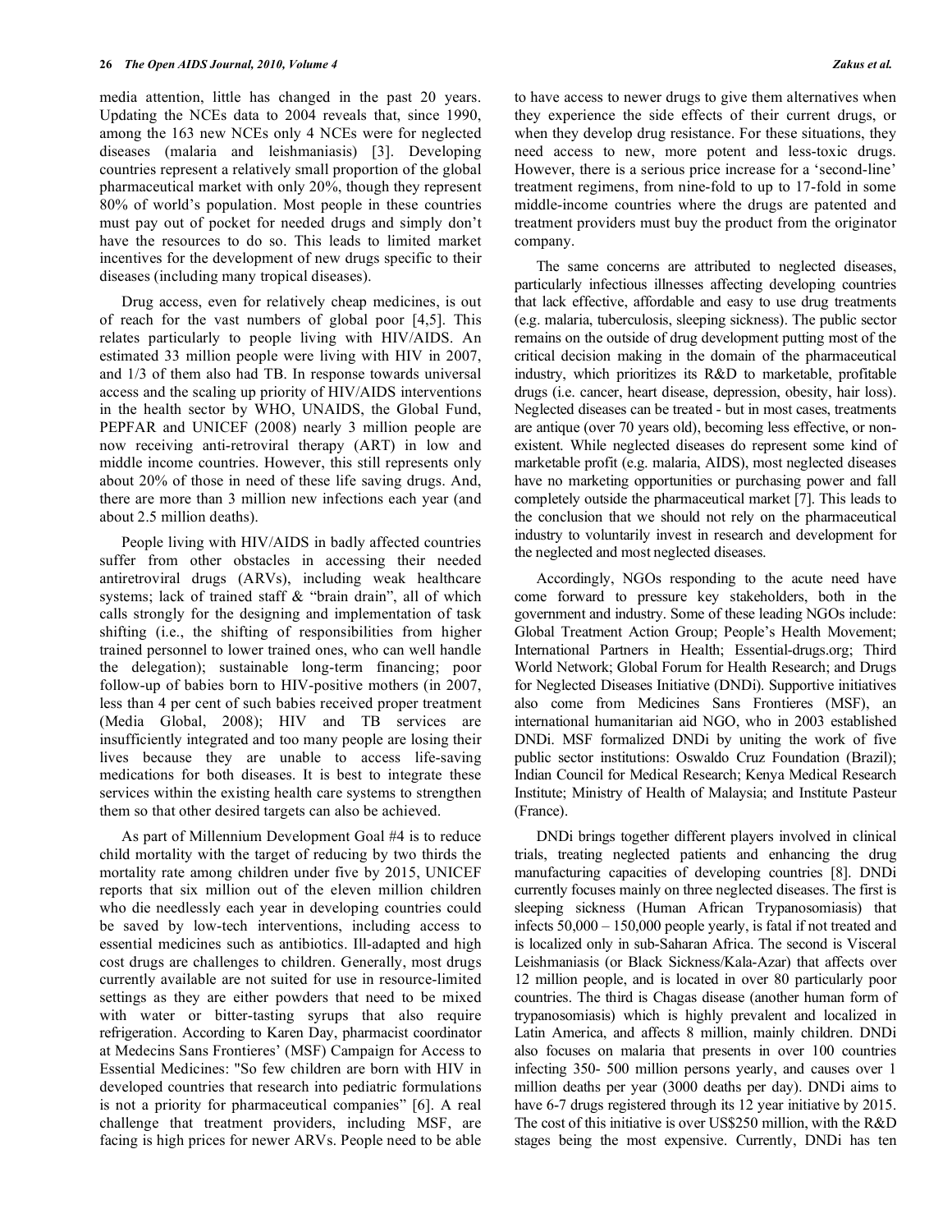media attention, little has changed in the past 20 years. Updating the NCEs data to 2004 reveals that, since 1990, among the 163 new NCEs only 4 NCEs were for neglected diseases (malaria and leishmaniasis) [3]. Developing countries represent a relatively small proportion of the global pharmaceutical market with only 20%, though they represent 80% of world's population. Most people in these countries must pay out of pocket for needed drugs and simply don't have the resources to do so. This leads to limited market incentives for the development of new drugs specific to their diseases (including many tropical diseases).

Drug access, even for relatively cheap medicines, is out of reach for the vast numbers of global poor [4,5]. This relates particularly to people living with HIV/AIDS. An estimated 33 million people were living with HIV in 2007, and 1/3 of them also had TB. In response towards universal access and the scaling up priority of HIV/AIDS interventions in the health sector by WHO, UNAIDS, the Global Fund, PEPFAR and UNICEF (2008) nearly 3 million people are now receiving anti-retroviral therapy (ART) in low and middle income countries. However, this still represents only about 20% of those in need of these life saving drugs. And, there are more than 3 million new infections each year (and about 2.5 million deaths).

People living with HIV/AIDS in badly affected countries suffer from other obstacles in accessing their needed antiretroviral drugs (ARVs), including weak healthcare systems; lack of trained staff & "brain drain", all of which calls strongly for the designing and implementation of task shifting (i.e., the shifting of responsibilities from higher trained personnel to lower trained ones, who can well handle the delegation); sustainable long-term financing; poor follow-up of babies born to HIV-positive mothers (in 2007, less than 4 per cent of such babies received proper treatment (Media Global, 2008); HIV and TB services are insufficiently integrated and too many people are losing their lives because they are unable to access life-saving medications for both diseases. It is best to integrate these services within the existing health care systems to strengthen them so that other desired targets can also be achieved.

As part of Millennium Development Goal #4 is to reduce child mortality with the target of reducing by two thirds the mortality rate among children under five by 2015, UNICEF reports that six million out of the eleven million children who die needlessly each year in developing countries could be saved by low-tech interventions, including access to essential medicines such as antibiotics. Ill-adapted and high cost drugs are challenges to children. Generally, most drugs currently available are not suited for use in resource-limited settings as they are either powders that need to be mixed with water or bitter-tasting syrups that also require refrigeration. According to Karen Day, pharmacist coordinator at Medecins Sans Frontieres' (MSF) Campaign for Access to Essential Medicines: "So few children are born with HIV in developed countries that research into pediatric formulations is not a priority for pharmaceutical companies" [6]. A real challenge that treatment providers, including MSF, are facing is high prices for newer ARVs. People need to be able to have access to newer drugs to give them alternatives when they experience the side effects of their current drugs, or when they develop drug resistance. For these situations, they need access to new, more potent and less-toxic drugs. However, there is a serious price increase for a 'second-line' treatment regimens, from nine-fold to up to 17-fold in some middle-income countries where the drugs are patented and treatment providers must buy the product from the originator company.

The same concerns are attributed to neglected diseases, particularly infectious illnesses affecting developing countries that lack effective, affordable and easy to use drug treatments (e.g. malaria, tuberculosis, sleeping sickness). The public sector remains on the outside of drug development putting most of the critical decision making in the domain of the pharmaceutical industry, which prioritizes its R&D to marketable, profitable drugs (i.e. cancer, heart disease, depression, obesity, hair loss). Neglected diseases can be treated - but in most cases, treatments are antique (over 70 years old), becoming less effective, or non-existent. While neglected diseases do represent some kind of marketable profit (e.g. malaria, AIDS), most neglected diseases have no marketing opportunities or purchasing power and fall completely outside the pharmaceutical market [7]. This leads to the conclusion that we should not rely on the pharmaceutical industry to voluntarily invest in research and development for the neglected and most neglected diseases.

Accordingly, NGOs responding to the acute need have come forward to pressure key stakeholders, both in the government and industry. Some of these leading NGOs include: Global Treatment Action Group; People's Health Movement; International Partners in Health; Essential-drugs.org; Third World Network; Global Forum for Health Research; and Drugs for Neglected Diseases Initiative (DNDi). Supportive initiatives also come from Medicines Sans Frontieres (MSF), an international humanitarian aid NGO, who in 2003 established DNDi. MSF formalized DNDi by uniting the work of five public sector institutions: Oswaldo Cruz Foundation (Brazil); Indian Council for Medical Research; Kenya Medical Research Institute; Ministry of Health of Malaysia; and Institute Pasteur (France).

DNDi brings together different players involved in clinical trials, treating neglected patients and enhancing the drug manufacturing capacities of developing countries [8]. DNDi currently focuses mainly on three neglected diseases. The first is sleeping sickness (Human African Trypanosomiasis) that infects 50,000 – 150,000 people yearly, is fatal if not treated and is localized only in sub-Saharan Africa. The second is Visceral Leishmaniasis (or Black Sickness/Kala-Azar) that affects over 12 million people, and is located in over 80 particularly poor countries. The third is Chagas disease (another human form of trypanosomiasis) which is highly prevalent and localized in Latin America, and affects 8 million, mainly children. DNDi also focuses on malaria that presents in over 100 countries infecting 350- 500 million persons yearly, and causes over 1 million deaths per year (3000 deaths per day). DNDi aims to have 6-7 drugs registered through its 12 year initiative by 2015. The cost of this initiative is over US$250 million, with the R&D stages being the most expensive. Currently, DNDi has ten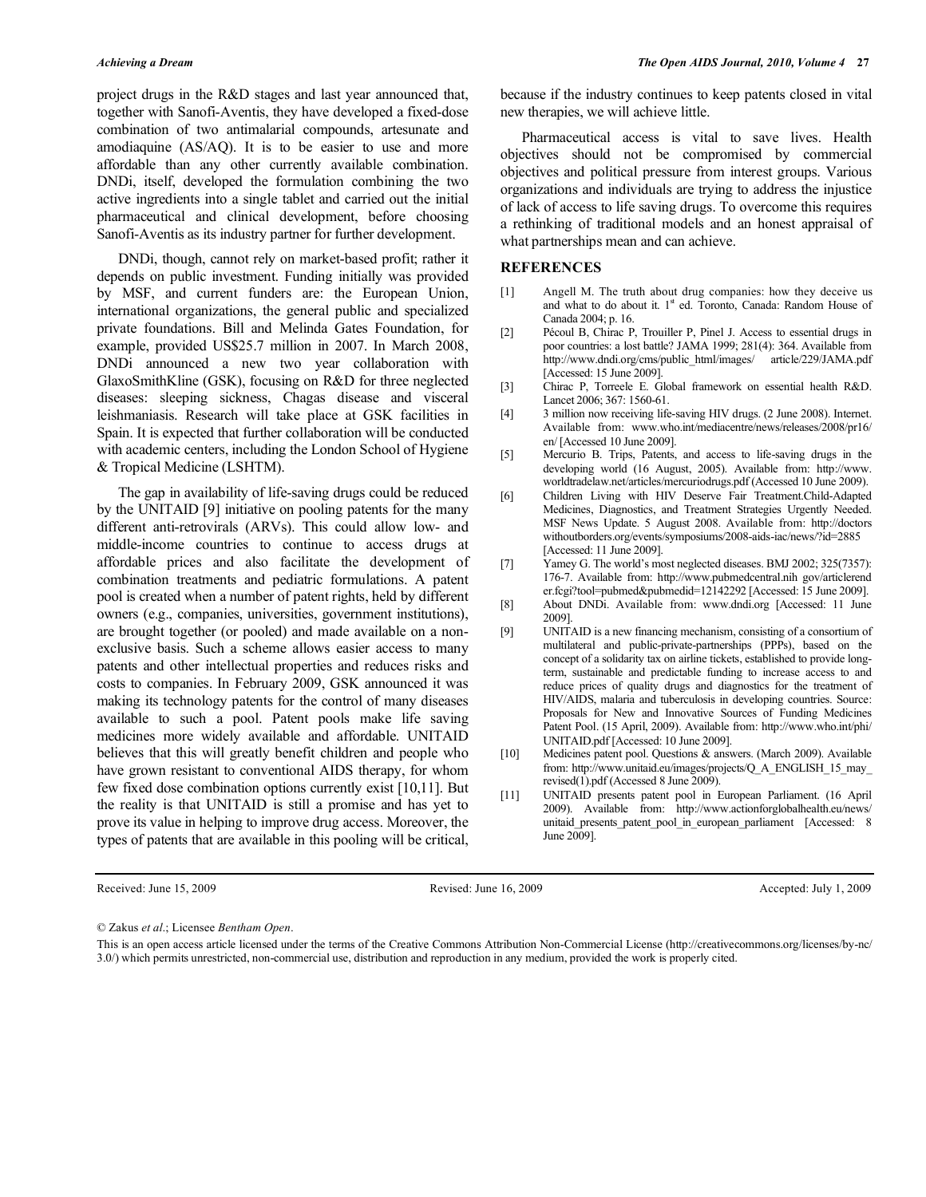project drugs in the R&D stages and last year announced that, together with Sanofi-Aventis, they have developed a fixed-dose combination of two antimalarial compounds, artesunate and amodiaquine (AS/AQ). It is to be easier to use and more affordable than any other currently available combination. DNDi, itself, developed the formulation combining the two active ingredients into a single tablet and carried out the initial pharmaceutical and clinical development, before choosing Sanofi-Aventis as its industry partner for further development.

DNDi, though, cannot rely on market-based profit; rather it depends on public investment. Funding initially was provided by MSF, and current funders are: the European Union, international organizations, the general public and specialized private foundations. Bill and Melinda Gates Foundation, for example, provided US$25.7 million in 2007. In March 2008, DNDi announced a new two year collaboration with GlaxoSmithKline (GSK), focusing on R&D for three neglected diseases: sleeping sickness, Chagas disease and visceral leishmaniasis. Research will take place at GSK facilities in Spain. It is expected that further collaboration will be conducted with academic centers, including the London School of Hygiene & Tropical Medicine (LSHTM).

The gap in availability of life-saving drugs could be reduced by the UNITAID [9] initiative on pooling patents for the many different anti-retrovirals (ARVs). This could allow low- and middle-income countries to continue to access drugs at affordable prices and also facilitate the development of combination treatments and pediatric formulations. A patent pool is created when a number of patent rights, held by different owners (e.g., companies, universities, government institutions), are brought together (or pooled) and made available on a non-exclusive basis. Such a scheme allows easier access to many patents and other intellectual properties and reduces risks and costs to companies. In February 2009, GSK announced it was making its technology patents for the control of many diseases available to such a pool. Patent pools make life saving medicines more widely available and affordable. UNITAID believes that this will greatly benefit children and people who have grown resistant to conventional AIDS therapy, for whom few fixed dose combination options currently exist [10,11]. But the reality is that UNITAID is still a promise and has yet to prove its value in helping to improve drug access. Moreover, the types of patents that are available in this pooling will be critical, because if the industry continues to keep patents closed in vital new therapies, we will achieve little.

Pharmaceutical access is vital to save lives. Health objectives should not be compromised by commercial objectives and political pressure from interest groups. Various organizations and individuals are trying to address the injustice of lack of access to life saving drugs. To overcome this requires a rethinking of traditional models and an honest appraisal of what partnerships mean and can achieve.

## REFERENCES

[1] Angell M. The truth about drug companies: how they deceive us and what to do about it. 1st ed. Toronto, Canada: Random House of Canada 2004; p. 16.

[2] Pécoul B, Chirac P, Trouiller P, Pinel J. Access to essential drugs in poor countries: a lost battle? JAMA 1999; 281(4): 364. Available from http://www.dndi.org/cms/public_html/images/ article/229/JAMA.pdf [Accessed: 15 June 2009].

[3] Chirac P, Torreele E. Global framework on essential health R&D. Lancet 2006; 367: 1560-61.

[4] 3 million now receiving life-saving HIV drugs. (2 June 2008). Internet. Available from: www.who.int/mediacentre/news/releases/2008/pr16/en/ [Accessed 10 June 2009].

[5] Mercurio B. Trips, Patents, and access to life-saving drugs in the developing world (16 August, 2005). Available from: http://www.worldtradelaw.net/articles/mercuriodrugs.pdf (Accessed 10 June 2009).

[6] Children Living with HIV Deserve Fair Treatment.Child-Adapted Medicines, Diagnostics, and Treatment Strategies Urgently Needed. MSF News Update. 5 August 2008. Available from: http://doctors withoutborders.org/events/symposiums/2008-aids-iac/news/?id=2885 [Accessed: 11 June 2009].

[7] Yamey G. The world's most neglected diseases. BMJ 2002; 325(7357): 176-7. Available from: http://www.pubmedcentral.nih gov/articlerend er.fcgi?tool=pubmed&pubmedid=12142292 [Accessed: 15 June 2009].

[8] About DNDi. Available from: www.dndi.org [Accessed: 11 June 2009].

[9] UNITAID is a new financing mechanism, consisting of a consortium of multilateral and public-private-partnerships (PPPs), based on the concept of a solidarity tax on airline tickets, established to provide long-term, sustainable and predictable funding to increase access to and reduce prices of quality drugs and diagnostics for the treatment of HIV/AIDS, malaria and tuberculosis in developing countries. Source: Proposals for New and Innovative Sources of Funding Medicines Patent Pool. (15 April, 2009). Available from: http://www.who.int/phi/UNITAID.pdf [Accessed: 10 June 2009].

[10] Medicines patent pool. Questions & answers. (March 2009). Available from: http://www.unitaid.eu/images/projects/Q_A_ENGLISH_15_may_revised(1).pdf (Accessed 8 June 2009).

[11] UNITAID presents patent pool in European Parliament. (16 April 2009). Available from: http://www.actionforglobalhealth.eu/news/unitaid_presents_patent_pool_in_european_parliament [Accessed: 8 June 2009].

Received: June 15, 2009 Revised: June 16, 2009 Accepted: July 1, 2009

© Zakus *et al*.; Licensee *Bentham Open*.

This is an open access article licensed under the terms of the Creative Commons Attribution Non-Commercial License (http://creativecommons.org/licenses/by-nc/3.0/) which permits unrestricted, non-commercial use, distribution and reproduction in any medium, provided the work is properly cited.